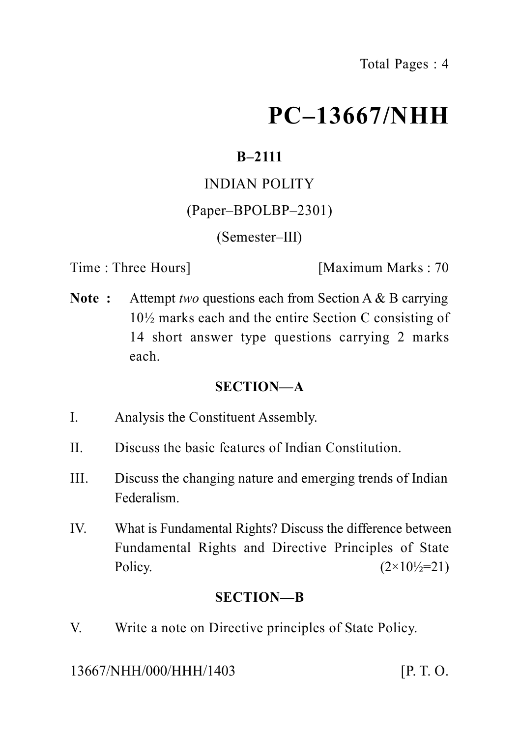# PC–13667/NHH

**B–2111**

INDIAN POLITY

(Paper–BPOLBP–2301)

(Semester–III)

Time : Three Hours] [Maximum Marks : 70

**Note :** Attempt *two* questions each from Section A & B carrying 10½ marks each and the entire Section C consisting of 14 short answer type questions carrying 2 marks each.

## SECTION—A

I. Analysis the Constituent Assembly.

II. Discuss the basic features of Indian Constitution.

III. Discuss the changing nature and emerging trends of Indian Federalism.

IV. What is Fundamental Rights? Discuss the difference between Fundamental Rights and Directive Principles of State Policy. (2×10½=21)

## SECTION—B

V. Write a note on Directive principles of State Policy.

13667/NHH/000/HHH/1403 [P. T. O.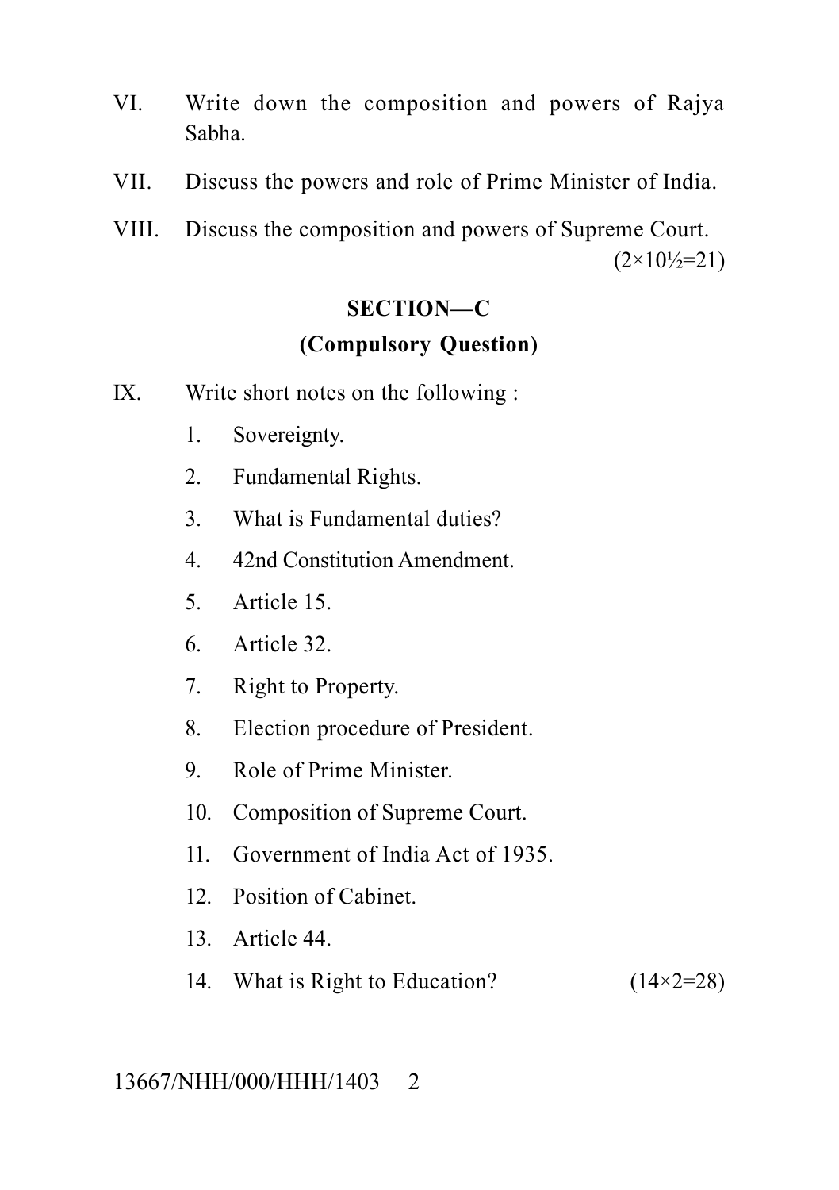VI. Write down the composition and powers of Rajya Sabha.

VII. Discuss the powers and role of Prime Minister of India.

VIII. Discuss the composition and powers of Supreme Court.

(2×10½=21)

## SECTION—C

### (Compulsory Question)

IX. Write short notes on the following :

1. Sovereignty.
2. Fundamental Rights.
3. What is Fundamental duties?
4. 42nd Constitution Amendment.
5. Article 15.
6. Article 32.
7. Right to Property.
8. Election procedure of President.
9. Role of Prime Minister.
10. Composition of Supreme Court.
11. Government of India Act of 1935.
12. Position of Cabinet.
13. Article 44.
14. What is Right to Education? (14×2=28)

13667/NHH/000/HHH/1403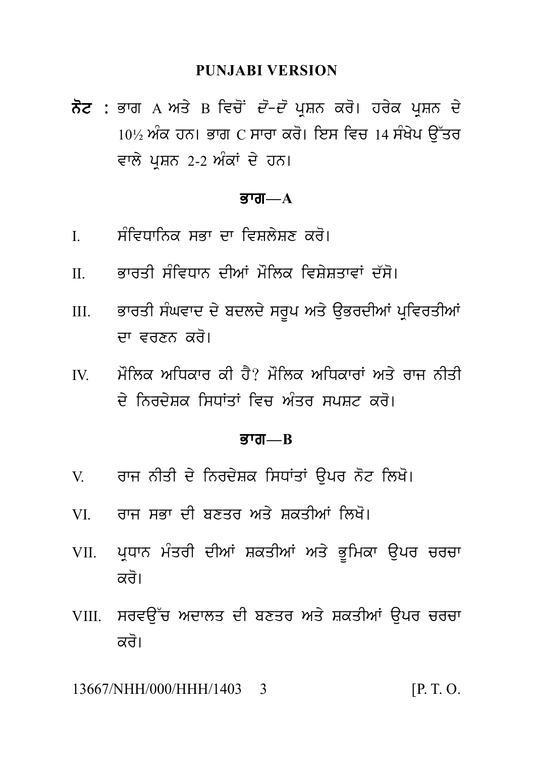## PUNJABI VERSION

**ਨੋਟ** : ਭਾਗ A ਅਤੇ B ਵਿਚੋਂ *ਦੋ-ਦੋ* ਪ੍ਰਸ਼ਨ ਕਰੋ। ਹਰੇਕ ਪ੍ਰਸ਼ਨ ਦੇ 10½ ਅੰਕ ਹਨ। ਭਾਗ C ਸਾਰਾ ਕਰੋ। ਇਸ ਵਿਚ 14 ਸੰਖੇਪ ਉੱਤਰ ਵਾਲੇ ਪ੍ਰਸ਼ਨ 2-2 ਅੰਕਾਂ ਦੇ ਹਨ।

### ਭਾਗ—A

I. ਸੰਵਿਧਾਨਿਕ ਸਭਾ ਦਾ ਵਿਸ਼ਲੇਸ਼ਣ ਕਰੋ।

II. ਭਾਰਤੀ ਸੰਵਿਧਾਨ ਦੀਆਂ ਮੌਲਿਕ ਵਿਸ਼ੇਸ਼ਤਾਵਾਂ ਦੱਸੋ।

III. ਭਾਰਤੀ ਸੰਘਵਾਦ ਦੇ ਬਦਲਦੇ ਸਰੂਪ ਅਤੇ ਉਭਰਦੀਆਂ ਪ੍ਰਵਿਰਤੀਆਂ ਦਾ ਵਰਣਨ ਕਰੋ।

IV. ਮੌਲਿਕ ਅਧਿਕਾਰ ਕੀ ਹੈ? ਮੌਲਿਕ ਅਧਿਕਾਰਾਂ ਅਤੇ ਰਾਜ ਨੀਤੀ ਦੇ ਨਿਰਦੇਸ਼ਕ ਸਿਧਾਂਤਾਂ ਵਿਚ ਅੰਤਰ ਸਪਸ਼ਟ ਕਰੋ।

### ਭਾਗ—B

V. ਰਾਜ ਨੀਤੀ ਦੇ ਨਿਰਦੇਸ਼ਕ ਸਿਧਾਂਤਾਂ ਉਪਰ ਨੋਟ ਲਿਖੋ।

VI. ਰਾਜ ਸਭਾ ਦੀ ਬਣਤਰ ਅਤੇ ਸ਼ਕਤੀਆਂ ਲਿਖੋ।

VII. ਪ੍ਰਧਾਨ ਮੰਤਰੀ ਦੀਆਂ ਸ਼ਕਤੀਆਂ ਅਤੇ ਭੂਮਿਕਾ ਉਪਰ ਚਰਚਾ ਕਰੋ।

VIII. ਸਰਵਉੱਚ ਅਦਾਲਤ ਦੀ ਬਣਤਰ ਅਤੇ ਸ਼ਕਤੀਆਂ ਉਪਰ ਚਰਚਾ ਕਰੋ।

13667/NHH/000/HHH/1403 [P. T. O.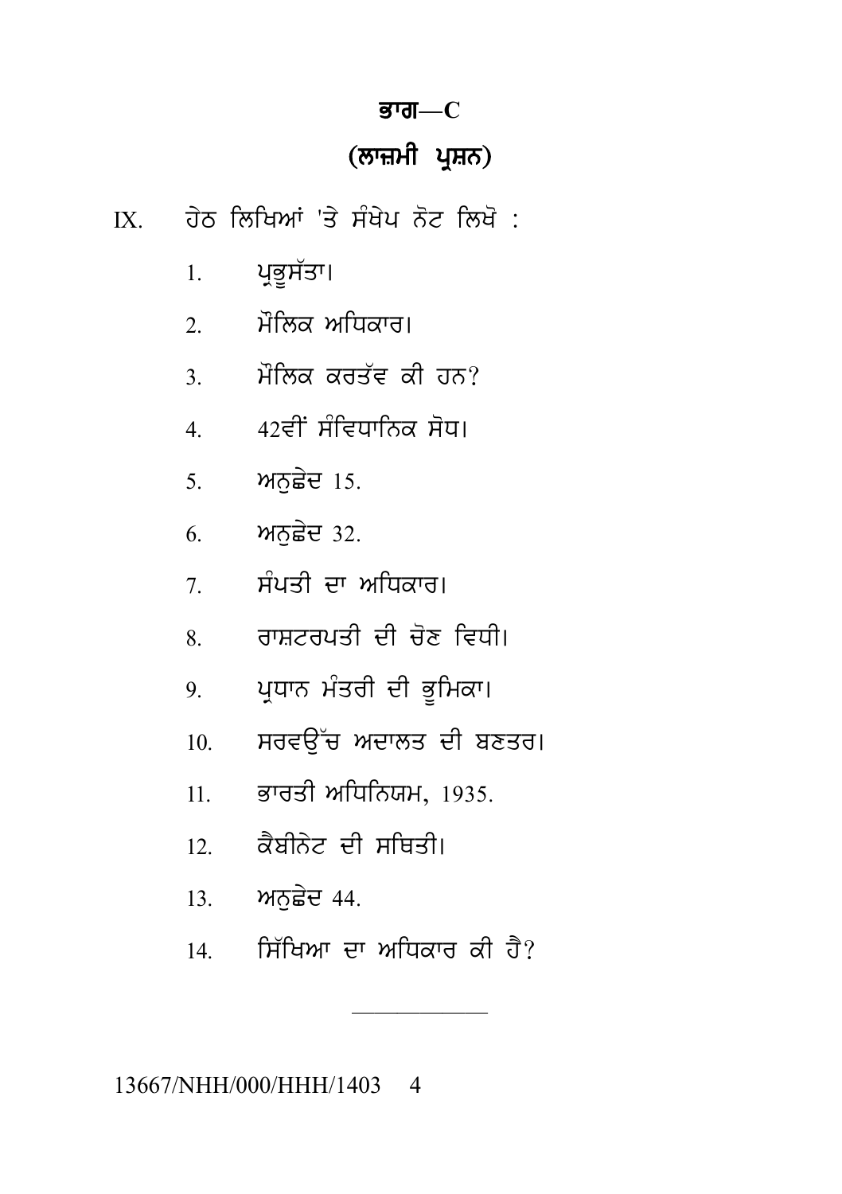## ਭਾਗ—C

## (ਲਾਜ਼ਮੀ ਪ੍ਰਸ਼ਨ)

IX. ਹੇਠ ਲਿਖਿਆਂ 'ਤੇ ਸੰਖੇਪ ਨੋਟ ਲਿਖੋ :

1. ਪ੍ਰਭੂਸੱਤਾ।
2. ਮੌਲਿਕ ਅਧਿਕਾਰ।
3. ਮੌਲਿਕ ਕਰਤੱਵ ਕੀ ਹਨ?
4. 42ਵੀਂ ਸੰਵਿਧਾਨਿਕ ਸੋਧ।
5. ਅਨੁਛੇਦ 15.
6. ਅਨੁਛੇਦ 32.
7. ਸੰਪਤੀ ਦਾ ਅਧਿਕਾਰ।
8. ਰਾਸ਼ਟਰਪਤੀ ਦੀ ਚੋਣ ਵਿਧੀ।
9. ਪ੍ਰਧਾਨ ਮੰਤਰੀ ਦੀ ਭੂਮਿਕਾ।
10. ਸਰਵਉੱਚ ਅਦਾਲਤ ਦੀ ਬਣਤਰ।
11. ਭਾਰਤੀ ਅਧਿਨਿਯਮ, 1935.
12. ਕੈਬੀਨੇਟ ਦੀ ਸਥਿਤੀ।
13. ਅਨੁਛੇਦ 44.
14. ਸਿੱਖਿਆ ਦਾ ਅਧਿਕਾਰ ਕੀ ਹੈ?

---

13667/NHH/000/HHH/1403